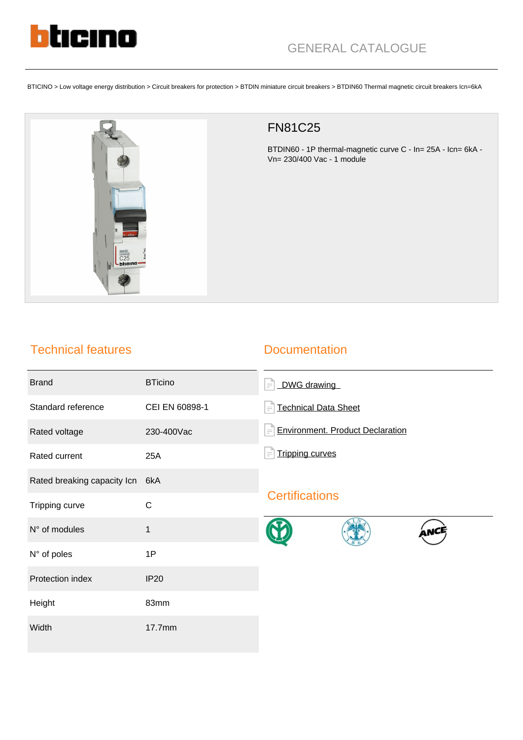GENERAL CATALOGUE

BTICINO > Low voltage energy distribution > Circuit breakers for protection > BTDIN miniature circuit breakers > BTDIN60 Thermal magnetic circuit breakers Icn=6kA

# FN81C25

BTDIN60 - 1P thermal-magnetic curve C - In= 25A - Icn= 6kA - Vn= 230/400 Vac - 1 module

## Technical features

| | |
|---|---|
| Brand | BTicino |
| Standard reference | CEI EN 60898-1 |
| Rated voltage | 230-400Vac |
| Rated current | 25A |
| Rated breaking capacity Icn | 6kA |
| Tripping curve | C |
| N° of modules | 1 |
| N° of poles | 1P |
| Protection index | IP20 |
| Height | 83mm |
| Width | 17.7mm |

## Documentation

- DWG drawing
- Technical Data Sheet
- Environment. Product Declaration
- Tripping curves

## Certifications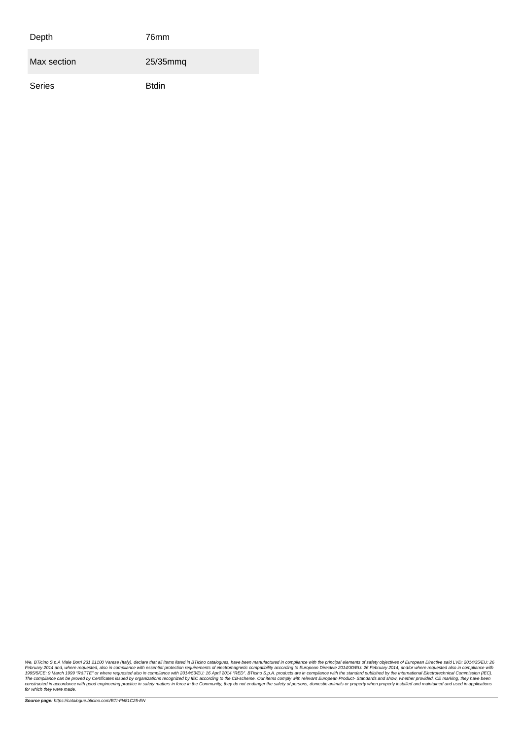| | |
|---|---|
| Depth | 76mm |
| Max section | 25/35mmq |
| Series | Btdin |

*We, BTicino S.p.A Viale Borri 231 21100 Varese (Italy), declare that all items listed in BTicino catalogues, have been manufactured in compliance with the principal elements of safety objectives of European Directive said LVD: 2014/35/EU: 26 February 2014 and, where requested, also in compliance with essential protection requirements of electromagnetic compatibility according to European Directive 2014/30/EU: 26 February 2014, and/or where requested also in compliance with 1995/5/CE: 9 March 1999 "R&TTE" or where requested also in compliance with 2014/53/EU: 16 April 2014 "RED". BTicino S.p.A. products are in compliance with the standard published by the International Electrotechnical Commission (IEC). The compliance can be proved by Certificates issued by organizations recognized by IEC according to the CB-scheme. Our items comply with relevant European Product- Standards and show, whether provided, CE marking, they have been constructed in accordance with good engineering practice in safety matters in force in the Community, they do not endanger the safety of persons, domestic animals or property when properly installed and maintained and used in applications for which they were made.*

***Source page:*** *https://catalogue.bticino.com/BTI-FN81C25-EN*